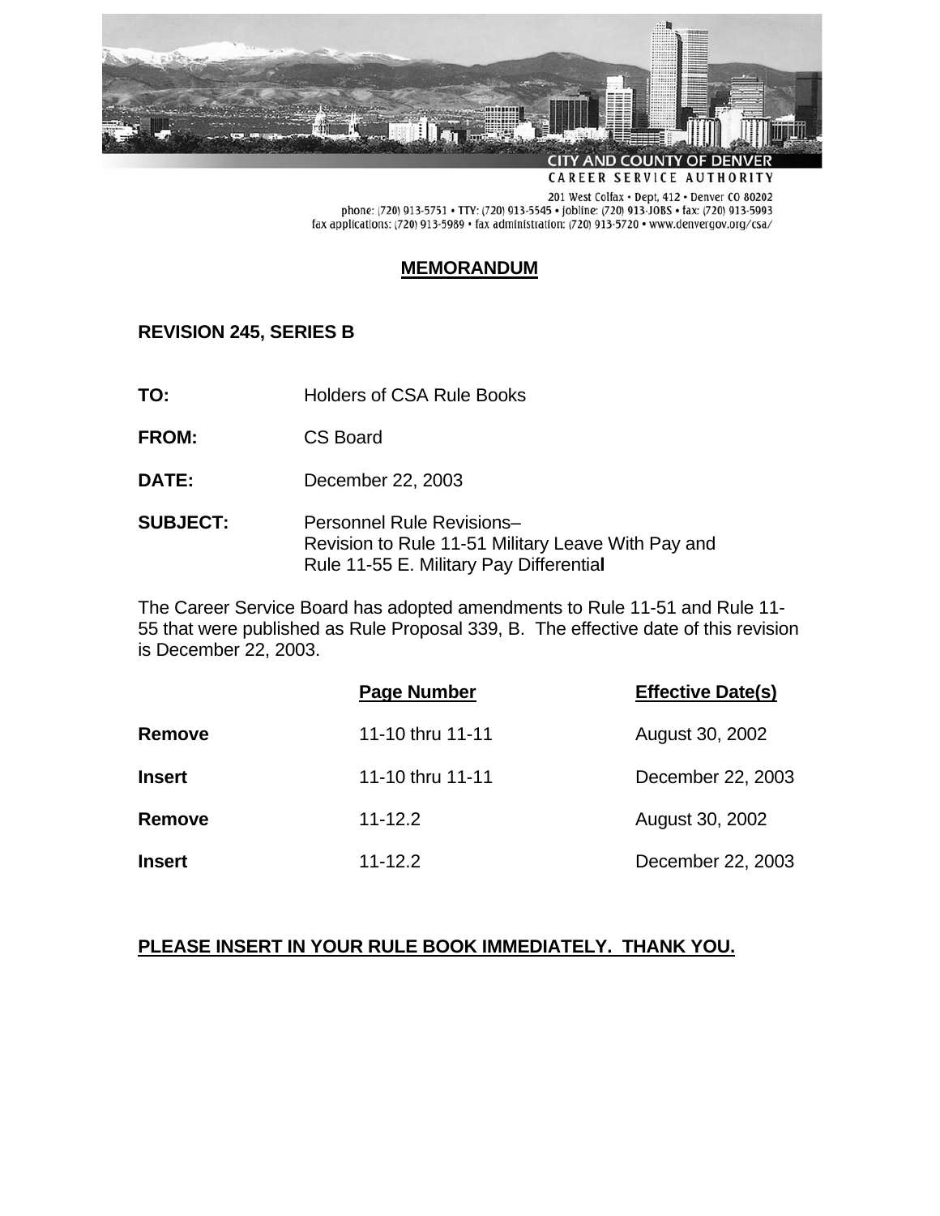CITY AND COUNTY OF DENVER
CAREER SERVICE AUTHORITY

201 West Colfax • Dept, 412 • Denver CO 80202
phone: (720) 913-5751 • TTY: (720) 913-5545 • jobline: (720) 913-JOBS • fax: (720) 913-5993
fax applications: (720) 913-5989 • fax administration: (720) 913-5720 • www.denvergov.org/csa/

# MEMORANDUM

**REVISION 245, SERIES B**

**TO:** Holders of CSA Rule Books

**FROM:** CS Board

**DATE:** December 22, 2003

**SUBJECT:** Personnel Rule Revisions–
Revision to Rule 11-51 Military Leave With Pay and
Rule 11-55 E. Military Pay Differential

The Career Service Board has adopted amendments to Rule 11-51 and Rule 11-55 that were published as Rule Proposal 339, B. The effective date of this revision is December 22, 2003.

| | Page Number | Effective Date(s) |
|---|---|---|
| **Remove** | 11-10 thru 11-11 | August 30, 2002 |
| **Insert** | 11-10 thru 11-11 | December 22, 2003 |
| **Remove** | 11-12.2 | August 30, 2002 |
| **Insert** | 11-12.2 | December 22, 2003 |

**PLEASE INSERT IN YOUR RULE BOOK IMMEDIATELY. THANK YOU.**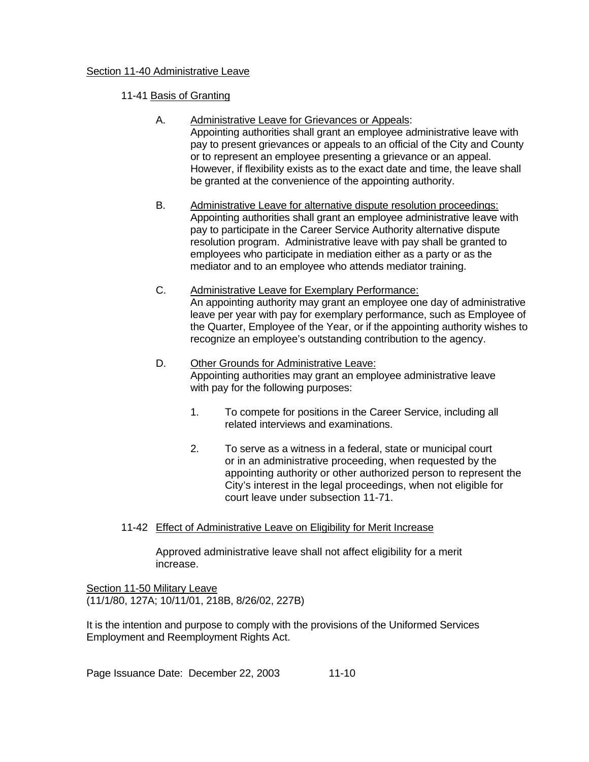## Section 11-40 Administrative Leave

### 11-41 Basis of Granting

A. Administrative Leave for Grievances or Appeals:
Appointing authorities shall grant an employee administrative leave with pay to present grievances or appeals to an official of the City and County or to represent an employee presenting a grievance or an appeal. However, if flexibility exists as to the exact date and time, the leave shall be granted at the convenience of the appointing authority.

B. Administrative Leave for alternative dispute resolution proceedings:
Appointing authorities shall grant an employee administrative leave with pay to participate in the Career Service Authority alternative dispute resolution program. Administrative leave with pay shall be granted to employees who participate in mediation either as a party or as the mediator and to an employee who attends mediator training.

C. Administrative Leave for Exemplary Performance:
An appointing authority may grant an employee one day of administrative leave per year with pay for exemplary performance, such as Employee of the Quarter, Employee of the Year, or if the appointing authority wishes to recognize an employee's outstanding contribution to the agency.

D. Other Grounds for Administrative Leave:
Appointing authorities may grant an employee administrative leave with pay for the following purposes:

1. To compete for positions in the Career Service, including all related interviews and examinations.

2. To serve as a witness in a federal, state or municipal court or in an administrative proceeding, when requested by the appointing authority or other authorized person to represent the City's interest in the legal proceedings, when not eligible for court leave under subsection 11-71.

### 11-42 Effect of Administrative Leave on Eligibility for Merit Increase

Approved administrative leave shall not affect eligibility for a merit increase.

## Section 11-50 Military Leave

(11/1/80, 127A; 10/11/01, 218B, 8/26/02, 227B)

It is the intention and purpose to comply with the provisions of the Uniformed Services Employment and Reemployment Rights Act.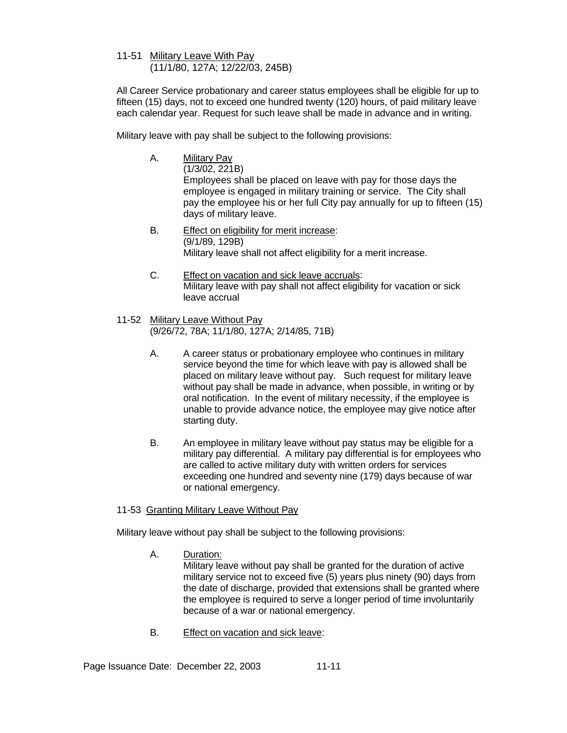## 11-51 Military Leave With Pay

(11/1/80, 127A; 12/22/03, 245B)

All Career Service probationary and career status employees shall be eligible for up to fifteen (15) days, not to exceed one hundred twenty (120) hours, of paid military leave each calendar year. Request for such leave shall be made in advance and in writing.

Military leave with pay shall be subject to the following provisions:

A. Military Pay
(1/3/02, 221B)
Employees shall be placed on leave with pay for those days the employee is engaged in military training or service. The City shall pay the employee his or her full City pay annually for up to fifteen (15) days of military leave.

B. Effect on eligibility for merit increase:
(9/1/89, 129B)
Military leave shall not affect eligibility for a merit increase.

C. Effect on vacation and sick leave accruals:
Military leave with pay shall not affect eligibility for vacation or sick leave accrual

## 11-52 Military Leave Without Pay

(9/26/72, 78A; 11/1/80, 127A; 2/14/85, 71B)

A. A career status or probationary employee who continues in military service beyond the time for which leave with pay is allowed shall be placed on military leave without pay. Such request for military leave without pay shall be made in advance, when possible, in writing or by oral notification. In the event of military necessity, if the employee is unable to provide advance notice, the employee may give notice after starting duty.

B. An employee in military leave without pay status may be eligible for a military pay differential. A military pay differential is for employees who are called to active military duty with written orders for services exceeding one hundred and seventy nine (179) days because of war or national emergency.

## 11-53 Granting Military Leave Without Pay

Military leave without pay shall be subject to the following provisions:

A. Duration:
Military leave without pay shall be granted for the duration of active military service not to exceed five (5) years plus ninety (90) days from the date of discharge, provided that extensions shall be granted where the employee is required to serve a longer period of time involuntarily because of a war or national emergency.

B. Effect on vacation and sick leave: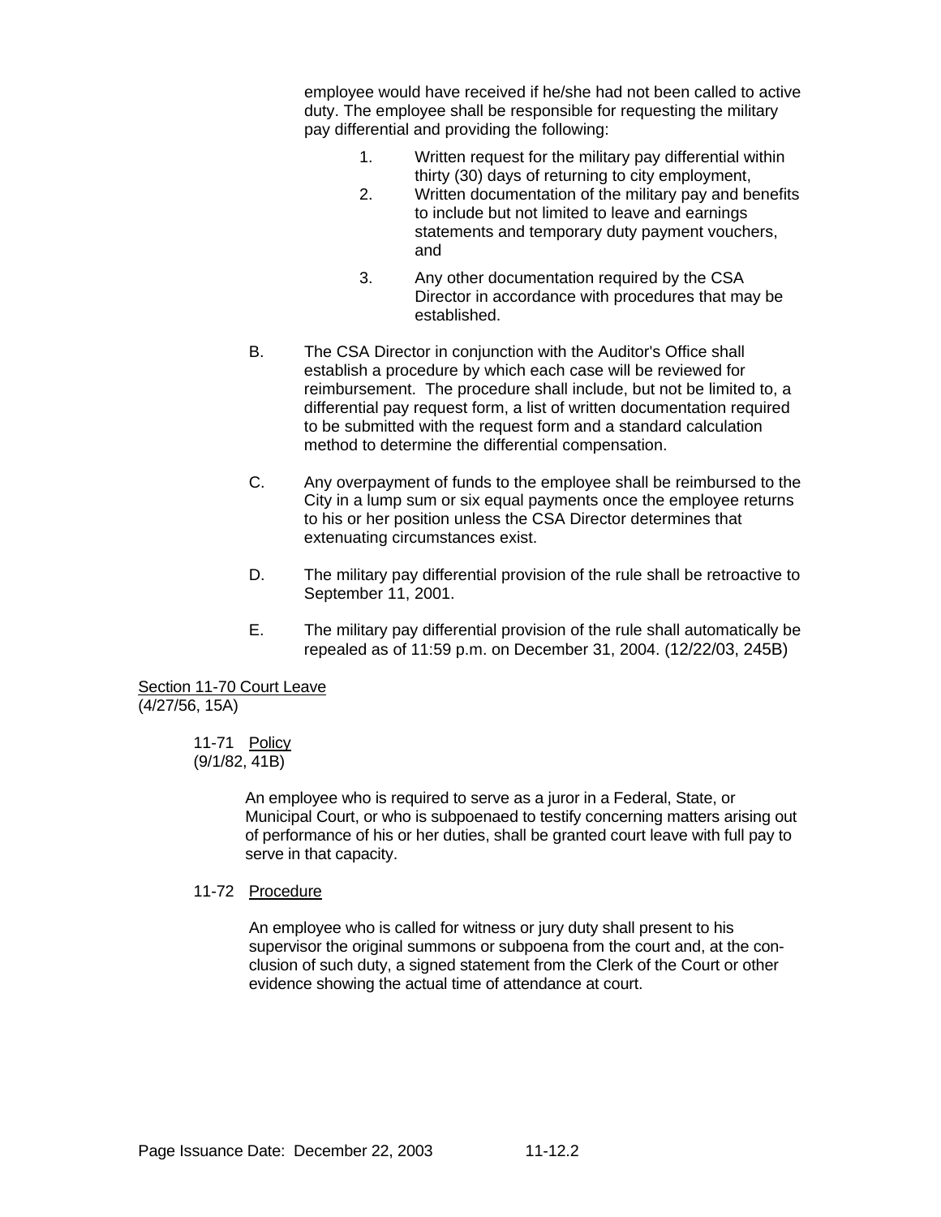employee would have received if he/she had not been called to active duty. The employee shall be responsible for requesting the military pay differential and providing the following:

1. Written request for the military pay differential within thirty (30) days of returning to city employment,
2. Written documentation of the military pay and benefits to include but not limited to leave and earnings statements and temporary duty payment vouchers, and
3. Any other documentation required by the CSA Director in accordance with procedures that may be established.

B. The CSA Director in conjunction with the Auditor's Office shall establish a procedure by which each case will be reviewed for reimbursement. The procedure shall include, but not be limited to, a differential pay request form, a list of written documentation required to be submitted with the request form and a standard calculation method to determine the differential compensation.

C. Any overpayment of funds to the employee shall be reimbursed to the City in a lump sum or six equal payments once the employee returns to his or her position unless the CSA Director determines that extenuating circumstances exist.

D. The military pay differential provision of the rule shall be retroactive to September 11, 2001.

E. The military pay differential provision of the rule shall automatically be repealed as of 11:59 p.m. on December 31, 2004. (12/22/03, 245B)

## Section 11-70 Court Leave
(4/27/56, 15A)

### 11-71 Policy
(9/1/82, 41B)

An employee who is required to serve as a juror in a Federal, State, or Municipal Court, or who is subpoenaed to testify concerning matters arising out of performance of his or her duties, shall be granted court leave with full pay to serve in that capacity.

### 11-72 Procedure

An employee who is called for witness or jury duty shall present to his supervisor the original summons or subpoena from the court and, at the conclusion of such duty, a signed statement from the Clerk of the Court or other evidence showing the actual time of attendance at court.

Page Issuance Date: December 22, 2003